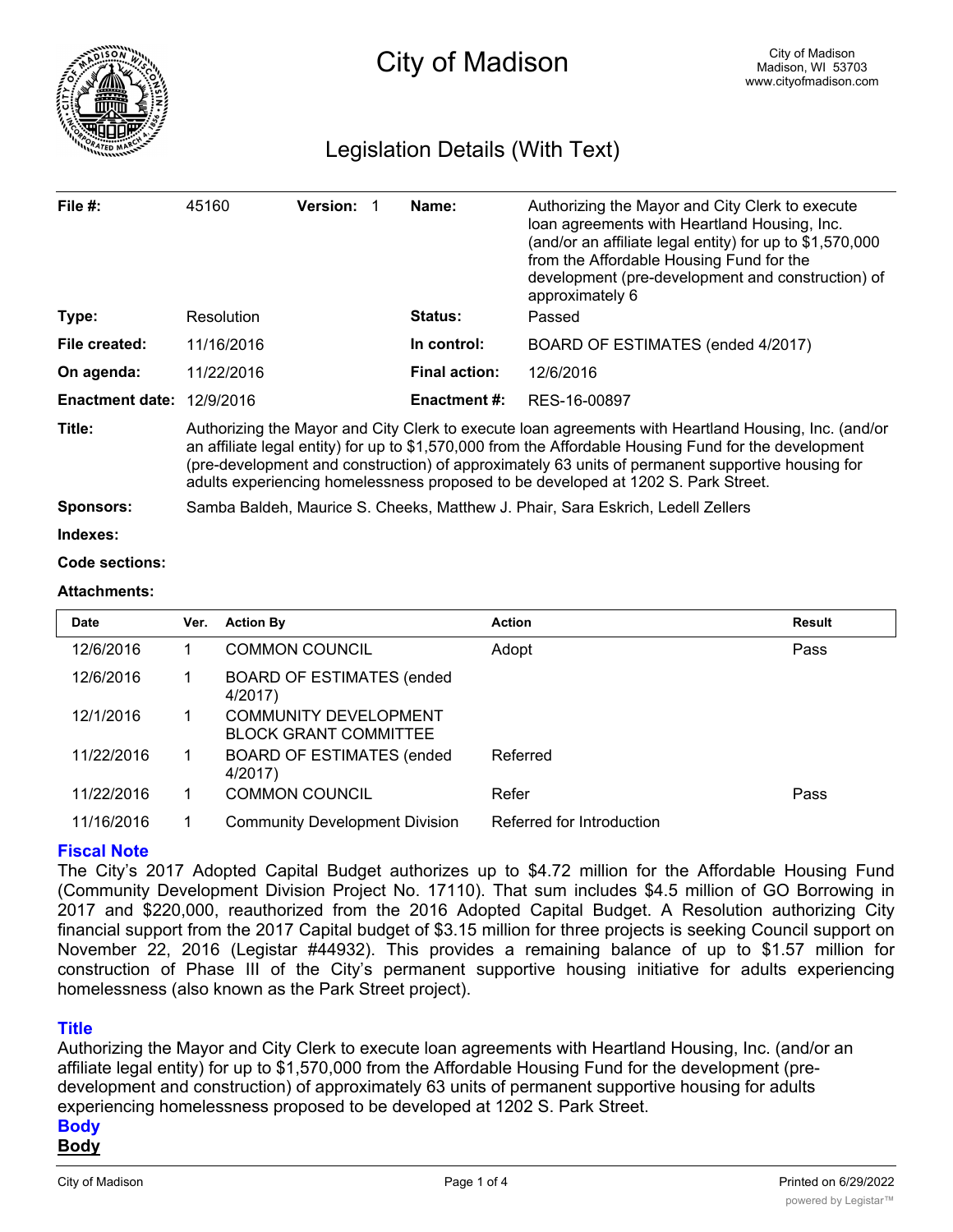# City of Madison

City of Madison
Madison, WI 53703
www.cityofmadison.com

## Legislation Details (With Text)

| | | | |
|---|---|---|---|
| **File #:** | 45160 **Version:** 1 | **Name:** | Authorizing the Mayor and City Clerk to execute loan agreements with Heartland Housing, Inc. (and/or an affiliate legal entity) for up to $1,570,000 from the Affordable Housing Fund for the development (pre-development and construction) of approximately 6 |
| **Type:** | Resolution | **Status:** | Passed |
| **File created:** | 11/16/2016 | **In control:** | BOARD OF ESTIMATES (ended 4/2017) |
| **On agenda:** | 11/22/2016 | **Final action:** | 12/6/2016 |
| **Enactment date:** | 12/9/2016 | **Enactment #:** | RES-16-00897 |

**Title:** Authorizing the Mayor and City Clerk to execute loan agreements with Heartland Housing, Inc. (and/or an affiliate legal entity) for up to $1,570,000 from the Affordable Housing Fund for the development (pre-development and construction) of approximately 63 units of permanent supportive housing for adults experiencing homelessness proposed to be developed at 1202 S. Park Street.

**Sponsors:** Samba Baldeh, Maurice S. Cheeks, Matthew J. Phair, Sara Eskrich, Ledell Zellers

**Indexes:**

**Code sections:**

**Attachments:**

| Date | Ver. | Action By | Action | Result |
|---|---|---|---|---|
| 12/6/2016 | 1 | COMMON COUNCIL | Adopt | Pass |
| 12/6/2016 | 1 | BOARD OF ESTIMATES (ended 4/2017) | | |
| 12/1/2016 | 1 | COMMUNITY DEVELOPMENT BLOCK GRANT COMMITTEE | | |
| 11/22/2016 | 1 | BOARD OF ESTIMATES (ended 4/2017) | Referred | |
| 11/22/2016 | 1 | COMMON COUNCIL | Refer | Pass |
| 11/16/2016 | 1 | Community Development Division | Referred for Introduction | |

### Fiscal Note

The City's 2017 Adopted Capital Budget authorizes up to $4.72 million for the Affordable Housing Fund (Community Development Division Project No. 17110). That sum includes $4.5 million of GO Borrowing in 2017 and $220,000, reauthorized from the 2016 Adopted Capital Budget. A Resolution authorizing City financial support from the 2017 Capital budget of $3.15 million for three projects is seeking Council support on November 22, 2016 (Legistar #44932). This provides a remaining balance of up to $1.57 million for construction of Phase III of the City's permanent supportive housing initiative for adults experiencing homelessness (also known as the Park Street project).

### Title

Authorizing the Mayor and City Clerk to execute loan agreements with Heartland Housing, Inc. (and/or an affiliate legal entity) for up to $1,570,000 from the Affordable Housing Fund for the development (pre-development and construction) of approximately 63 units of permanent supportive housing for adults experiencing homelessness proposed to be developed at 1202 S. Park Street.

### Body

**Body**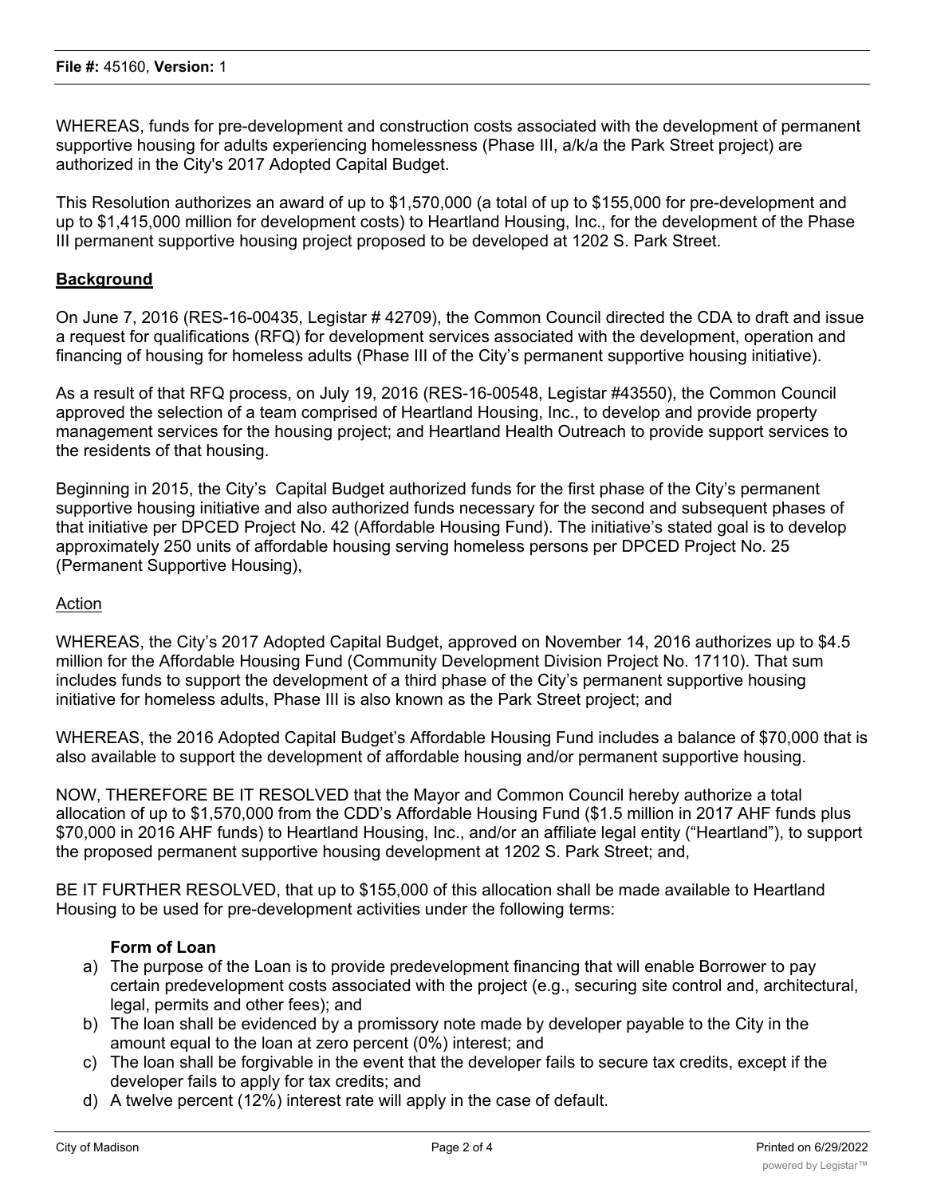WHEREAS, funds for pre-development and construction costs associated with the development of permanent supportive housing for adults experiencing homelessness (Phase III, a/k/a the Park Street project) are authorized in the City's 2017 Adopted Capital Budget.

This Resolution authorizes an award of up to $1,570,000 (a total of up to $155,000 for pre-development and up to $1,415,000 million for development costs) to Heartland Housing, Inc., for the development of the Phase III permanent supportive housing project proposed to be developed at 1202 S. Park Street.

## Background

On June 7, 2016 (RES-16-00435, Legistar # 42709), the Common Council directed the CDA to draft and issue a request for qualifications (RFQ) for development services associated with the development, operation and financing of housing for homeless adults (Phase III of the City's permanent supportive housing initiative).

As a result of that RFQ process, on July 19, 2016 (RES-16-00548, Legistar #43550), the Common Council approved the selection of a team comprised of Heartland Housing, Inc., to develop and provide property management services for the housing project; and Heartland Health Outreach to provide support services to the residents of that housing.

Beginning in 2015, the City's Capital Budget authorized funds for the first phase of the City's permanent supportive housing initiative and also authorized funds necessary for the second and subsequent phases of that initiative per DPCED Project No. 42 (Affordable Housing Fund). The initiative's stated goal is to develop approximately 250 units of affordable housing serving homeless persons per DPCED Project No. 25 (Permanent Supportive Housing),

### Action

WHEREAS, the City's 2017 Adopted Capital Budget, approved on November 14, 2016 authorizes up to $4.5 million for the Affordable Housing Fund (Community Development Division Project No. 17110). That sum includes funds to support the development of a third phase of the City's permanent supportive housing initiative for homeless adults, Phase III is also known as the Park Street project; and

WHEREAS, the 2016 Adopted Capital Budget's Affordable Housing Fund includes a balance of $70,000 that is also available to support the development of affordable housing and/or permanent supportive housing.

NOW, THEREFORE BE IT RESOLVED that the Mayor and Common Council hereby authorize a total allocation of up to $1,570,000 from the CDD's Affordable Housing Fund ($1.5 million in 2017 AHF funds plus $70,000 in 2016 AHF funds) to Heartland Housing, Inc., and/or an affiliate legal entity ("Heartland"), to support the proposed permanent supportive housing development at 1202 S. Park Street; and,

BE IT FURTHER RESOLVED, that up to $155,000 of this allocation shall be made available to Heartland Housing to be used for pre-development activities under the following terms:

**Form of Loan**

a) The purpose of the Loan is to provide predevelopment financing that will enable Borrower to pay certain predevelopment costs associated with the project (e.g., securing site control and, architectural, legal, permits and other fees); and
b) The loan shall be evidenced by a promissory note made by developer payable to the City in the amount equal to the loan at zero percent (0%) interest; and
c) The loan shall be forgivable in the event that the developer fails to secure tax credits, except if the developer fails to apply for tax credits; and
d) A twelve percent (12%) interest rate will apply in the case of default.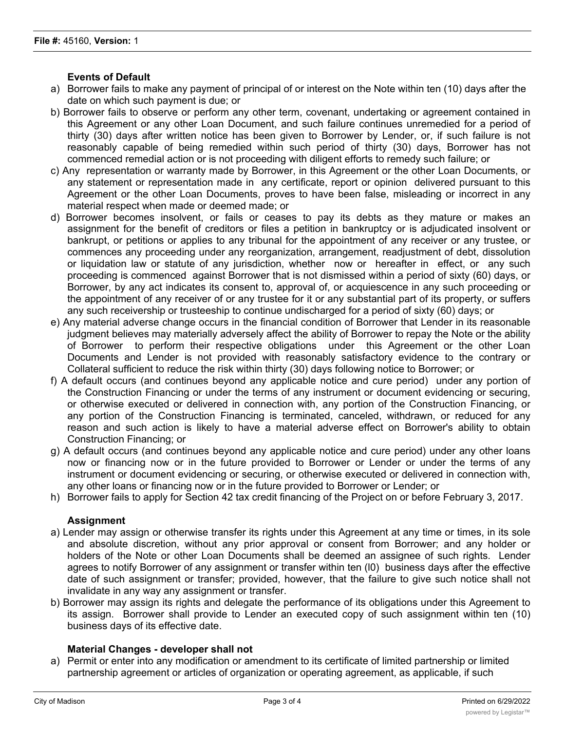**Events of Default**

a) Borrower fails to make any payment of principal of or interest on the Note within ten (10) days after the date on which such payment is due; or

b) Borrower fails to observe or perform any other term, covenant, undertaking or agreement contained in this Agreement or any other Loan Document, and such failure continues unremedied for a period of thirty (30) days after written notice has been given to Borrower by Lender, or, if such failure is not reasonably capable of being remedied within such period of thirty (30) days, Borrower has not commenced remedial action or is not proceeding with diligent efforts to remedy such failure; or

c) Any representation or warranty made by Borrower, in this Agreement or the other Loan Documents, or any statement or representation made in any certificate, report or opinion delivered pursuant to this Agreement or the other Loan Documents, proves to have been false, misleading or incorrect in any material respect when made or deemed made; or

d) Borrower becomes insolvent, or fails or ceases to pay its debts as they mature or makes an assignment for the benefit of creditors or files a petition in bankruptcy or is adjudicated insolvent or bankrupt, or petitions or applies to any tribunal for the appointment of any receiver or any trustee, or commences any proceeding under any reorganization, arrangement, readjustment of debt, dissolution or liquidation law or statute of any jurisdiction, whether now or hereafter in effect, or any such proceeding is commenced against Borrower that is not dismissed within a period of sixty (60) days, or Borrower, by any act indicates its consent to, approval of, or acquiescence in any such proceeding or the appointment of any receiver of or any trustee for it or any substantial part of its property, or suffers any such receivership or trusteeship to continue undischarged for a period of sixty (60) days; or

e) Any material adverse change occurs in the financial condition of Borrower that Lender in its reasonable judgment believes may materially adversely affect the ability of Borrower to repay the Note or the ability of Borrower to perform their respective obligations under this Agreement or the other Loan Documents and Lender is not provided with reasonably satisfactory evidence to the contrary or Collateral sufficient to reduce the risk within thirty (30) days following notice to Borrower; or

f) A default occurs (and continues beyond any applicable notice and cure period) under any portion of the Construction Financing or under the terms of any instrument or document evidencing or securing, or otherwise executed or delivered in connection with, any portion of the Construction Financing, or any portion of the Construction Financing is terminated, canceled, withdrawn, or reduced for any reason and such action is likely to have a material adverse effect on Borrower's ability to obtain Construction Financing; or

g) A default occurs (and continues beyond any applicable notice and cure period) under any other loans now or financing now or in the future provided to Borrower or Lender or under the terms of any instrument or document evidencing or securing, or otherwise executed or delivered in connection with, any other loans or financing now or in the future provided to Borrower or Lender; or

h) Borrower fails to apply for Section 42 tax credit financing of the Project on or before February 3, 2017.

**Assignment**

a) Lender may assign or otherwise transfer its rights under this Agreement at any time or times, in its sole and absolute discretion, without any prior approval or consent from Borrower; and any holder or holders of the Note or other Loan Documents shall be deemed an assignee of such rights. Lender agrees to notify Borrower of any assignment or transfer within ten (l0) business days after the effective date of such assignment or transfer; provided, however, that the failure to give such notice shall not invalidate in any way any assignment or transfer.

b) Borrower may assign its rights and delegate the performance of its obligations under this Agreement to its assign. Borrower shall provide to Lender an executed copy of such assignment within ten (10) business days of its effective date.

**Material Changes - developer shall not**

a) Permit or enter into any modification or amendment to its certificate of limited partnership or limited partnership agreement or articles of organization or operating agreement, as applicable, if such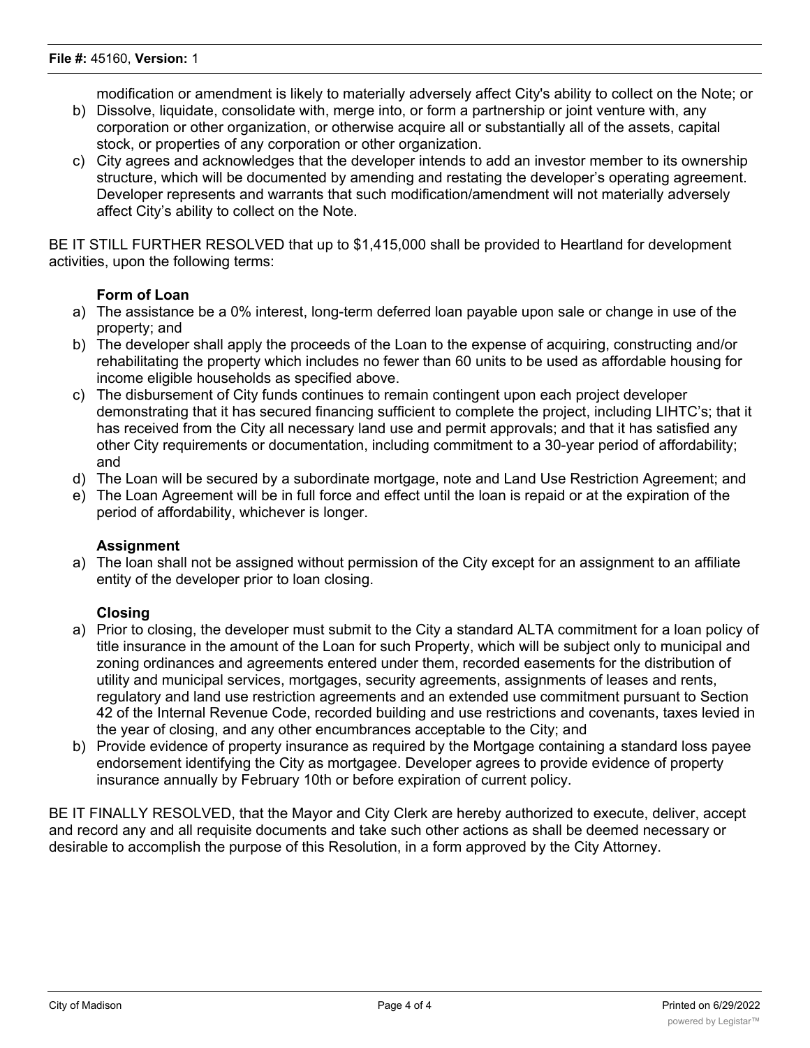modification or amendment is likely to materially adversely affect City's ability to collect on the Note; or

b) Dissolve, liquidate, consolidate with, merge into, or form a partnership or joint venture with, any corporation or other organization, or otherwise acquire all or substantially all of the assets, capital stock, or properties of any corporation or other organization.
c) City agrees and acknowledges that the developer intends to add an investor member to its ownership structure, which will be documented by amending and restating the developer's operating agreement. Developer represents and warrants that such modification/amendment will not materially adversely affect City's ability to collect on the Note.

BE IT STILL FURTHER RESOLVED that up to $1,415,000 shall be provided to Heartland for development activities, upon the following terms:

**Form of Loan**

a) The assistance be a 0% interest, long-term deferred loan payable upon sale or change in use of the property; and
b) The developer shall apply the proceeds of the Loan to the expense of acquiring, constructing and/or rehabilitating the property which includes no fewer than 60 units to be used as affordable housing for income eligible households as specified above.
c) The disbursement of City funds continues to remain contingent upon each project developer demonstrating that it has secured financing sufficient to complete the project, including LIHTC's; that it has received from the City all necessary land use and permit approvals; and that it has satisfied any other City requirements or documentation, including commitment to a 30-year period of affordability; and
d) The Loan will be secured by a subordinate mortgage, note and Land Use Restriction Agreement; and
e) The Loan Agreement will be in full force and effect until the loan is repaid or at the expiration of the period of affordability, whichever is longer.

**Assignment**

a) The loan shall not be assigned without permission of the City except for an assignment to an affiliate entity of the developer prior to loan closing.

**Closing**

a) Prior to closing, the developer must submit to the City a standard ALTA commitment for a loan policy of title insurance in the amount of the Loan for such Property, which will be subject only to municipal and zoning ordinances and agreements entered under them, recorded easements for the distribution of utility and municipal services, mortgages, security agreements, assignments of leases and rents, regulatory and land use restriction agreements and an extended use commitment pursuant to Section 42 of the Internal Revenue Code, recorded building and use restrictions and covenants, taxes levied in the year of closing, and any other encumbrances acceptable to the City; and
b) Provide evidence of property insurance as required by the Mortgage containing a standard loss payee endorsement identifying the City as mortgagee. Developer agrees to provide evidence of property insurance annually by February 10th or before expiration of current policy.

BE IT FINALLY RESOLVED, that the Mayor and City Clerk are hereby authorized to execute, deliver, accept and record any and all requisite documents and take such other actions as shall be deemed necessary or desirable to accomplish the purpose of this Resolution, in a form approved by the City Attorney.